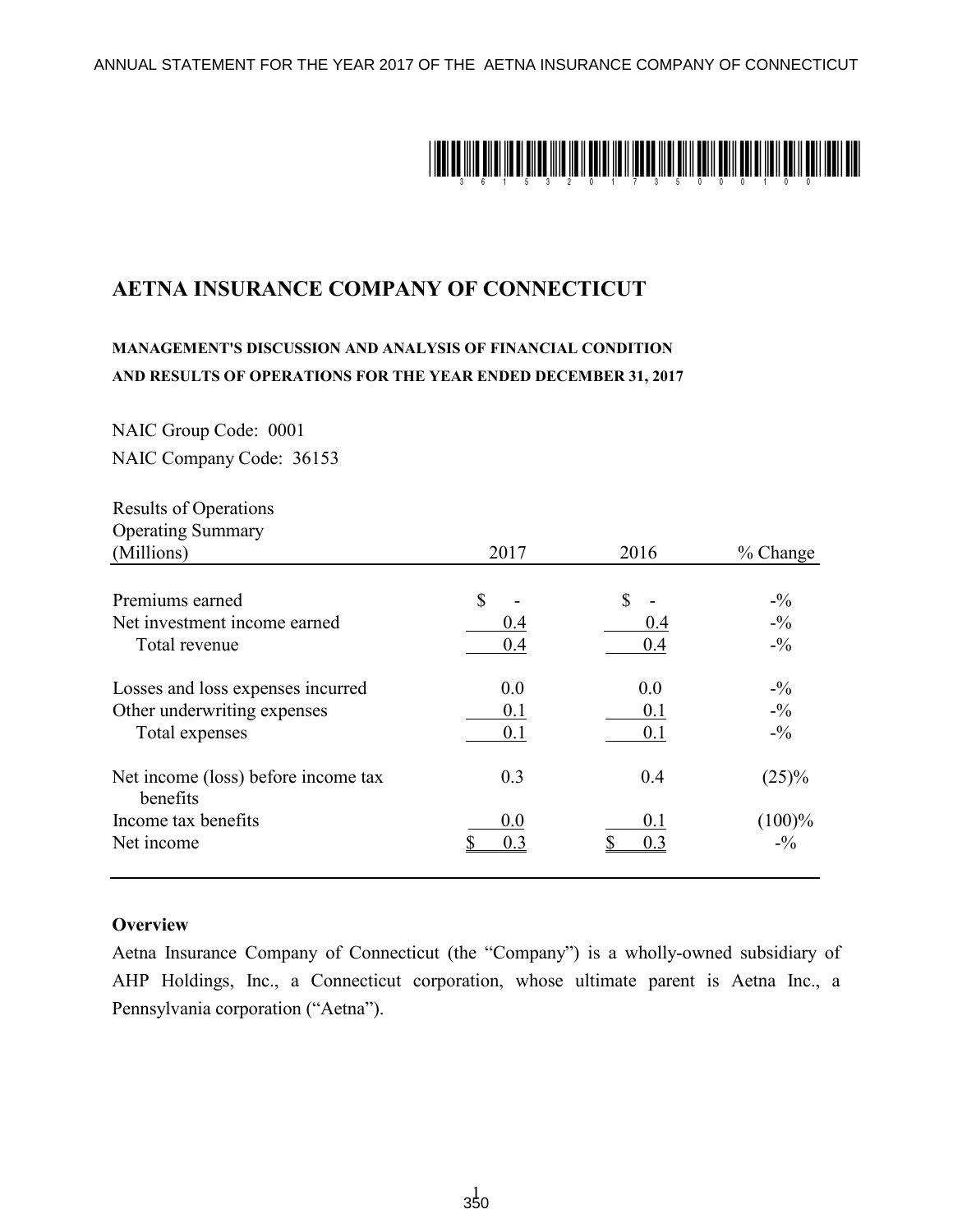# AETNA INSURANCE COMPANY OF CONNECTICUT

**MANAGEMENT'S DISCUSSION AND ANALYSIS OF FINANCIAL CONDITION AND RESULTS OF OPERATIONS FOR THE YEAR ENDED DECEMBER 31, 2017**

NAIC Group Code: 0001

NAIC Company Code: 36153

| Results of Operations<br>Operating Summary<br>(Millions) | 2017 | 2016 | % Change |
|---|---|---|---|
| Premiums earned | $ - | $ - | -% |
| Net investment income earned | 0.4 | 0.4 | -% |
| Total revenue | 0.4 | 0.4 | -% |
| | | | |
| Losses and loss expenses incurred | 0.0 | 0.0 | -% |
| Other underwriting expenses | 0.1 | 0.1 | -% |
| Total expenses | 0.1 | 0.1 | -% |
| | | | |
| Net income (loss) before income tax benefits | 0.3 | 0.4 | (25)% |
| Income tax benefits | 0.0 | 0.1 | (100)% |
| Net income | $ 0.3 | $ 0.3 | -% |

**Overview**

Aetna Insurance Company of Connecticut (the "Company") is a wholly-owned subsidiary of AHP Holdings, Inc., a Connecticut corporation, whose ultimate parent is Aetna Inc., a Pennsylvania corporation ("Aetna").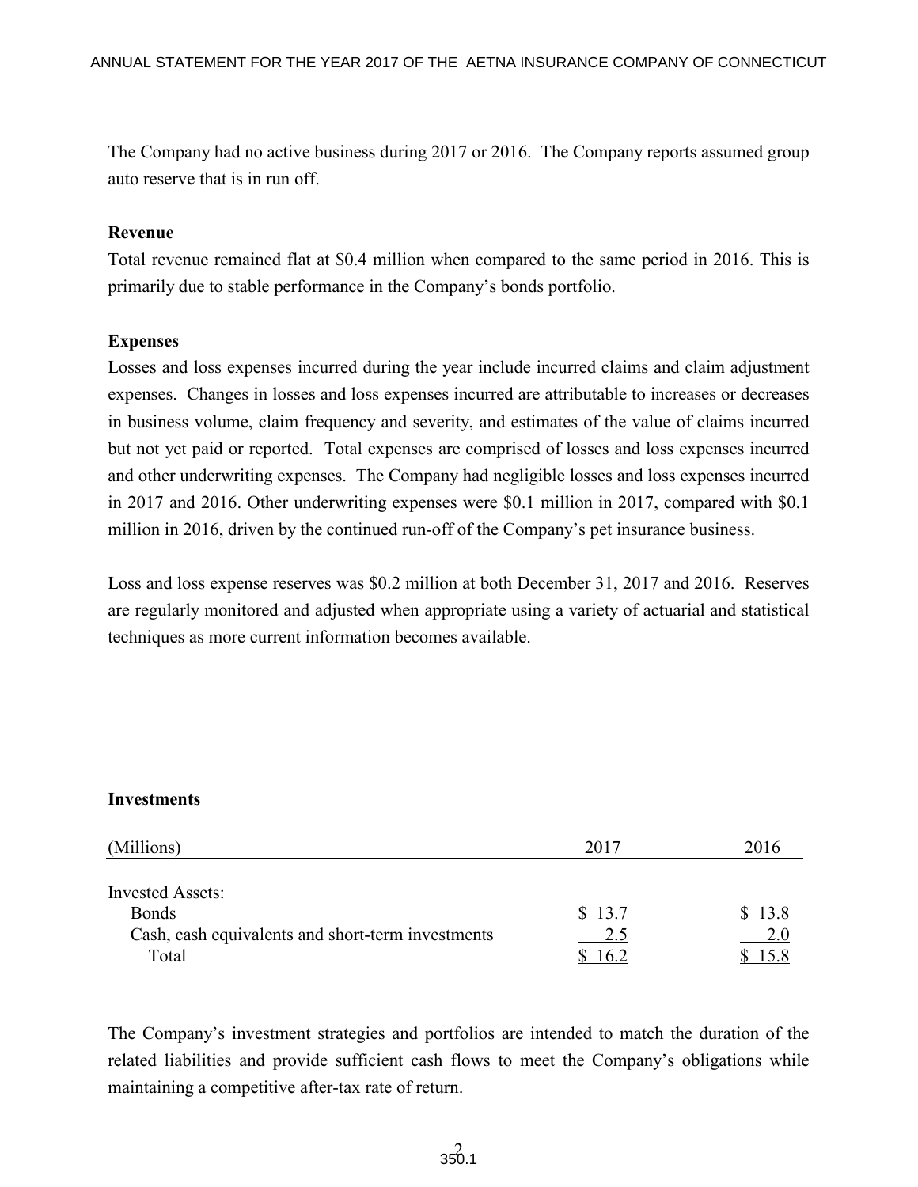The Company had no active business during 2017 or 2016. The Company reports assumed group auto reserve that is in run off.

**Revenue**

Total revenue remained flat at $0.4 million when compared to the same period in 2016. This is primarily due to stable performance in the Company's bonds portfolio.

**Expenses**

Losses and loss expenses incurred during the year include incurred claims and claim adjustment expenses. Changes in losses and loss expenses incurred are attributable to increases or decreases in business volume, claim frequency and severity, and estimates of the value of claims incurred but not yet paid or reported. Total expenses are comprised of losses and loss expenses incurred and other underwriting expenses. The Company had negligible losses and loss expenses incurred in 2017 and 2016. Other underwriting expenses were $0.1 million in 2017, compared with $0.1 million in 2016, driven by the continued run-off of the Company's pet insurance business.

Loss and loss expense reserves was $0.2 million at both December 31, 2017 and 2016. Reserves are regularly monitored and adjusted when appropriate using a variety of actuarial and statistical techniques as more current information becomes available.

**Investments**

| (Millions) | 2017 | 2016 |
|---|---|---|
| Invested Assets: | | |
| Bonds | $ 13.7 | $ 13.8 |
| Cash, cash equivalents and short-term investments | 2.5 | 2.0 |
| Total | $ 16.2 | $ 15.8 |

The Company's investment strategies and portfolios are intended to match the duration of the related liabilities and provide sufficient cash flows to meet the Company's obligations while maintaining a competitive after-tax rate of return.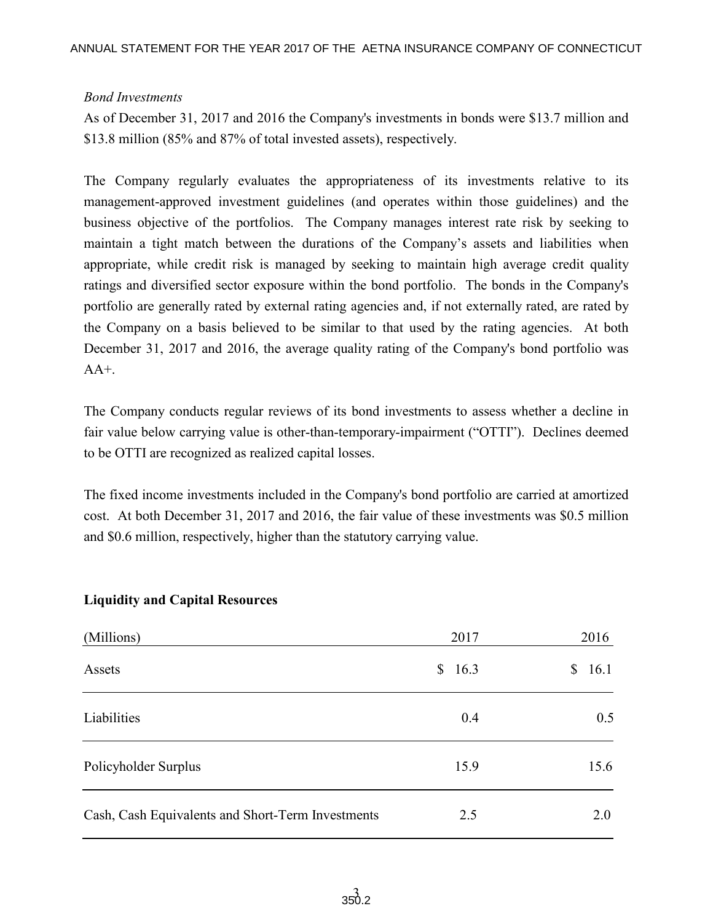*Bond Investments*

As of December 31, 2017 and 2016 the Company's investments in bonds were $13.7 million and $13.8 million (85% and 87% of total invested assets), respectively.

The Company regularly evaluates the appropriateness of its investments relative to its management-approved investment guidelines (and operates within those guidelines) and the business objective of the portfolios. The Company manages interest rate risk by seeking to maintain a tight match between the durations of the Company's assets and liabilities when appropriate, while credit risk is managed by seeking to maintain high average credit quality ratings and diversified sector exposure within the bond portfolio. The bonds in the Company's portfolio are generally rated by external rating agencies and, if not externally rated, are rated by the Company on a basis believed to be similar to that used by the rating agencies. At both December 31, 2017 and 2016, the average quality rating of the Company's bond portfolio was AA+.

The Company conducts regular reviews of its bond investments to assess whether a decline in fair value below carrying value is other-than-temporary-impairment ("OTTI"). Declines deemed to be OTTI are recognized as realized capital losses.

The fixed income investments included in the Company's bond portfolio are carried at amortized cost. At both December 31, 2017 and 2016, the fair value of these investments was $0.5 million and $0.6 million, respectively, higher than the statutory carrying value.

**Liquidity and Capital Resources**

| (Millions) | 2017 | 2016 |
|---|---|---|
| Assets | $ 16.3 | $ 16.1 |
| Liabilities | 0.4 | 0.5 |
| Policyholder Surplus | 15.9 | 15.6 |
| Cash, Cash Equivalents and Short-Term Investments | 2.5 | 2.0 |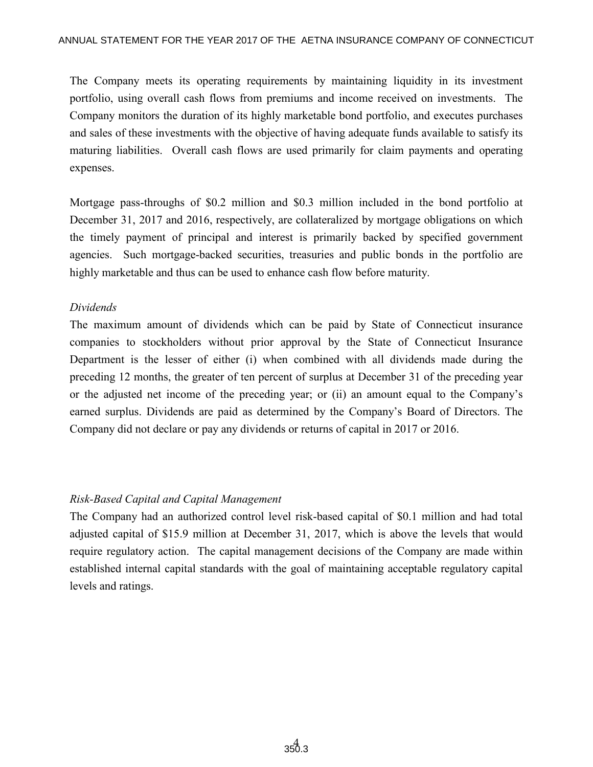The Company meets its operating requirements by maintaining liquidity in its investment portfolio, using overall cash flows from premiums and income received on investments. The Company monitors the duration of its highly marketable bond portfolio, and executes purchases and sales of these investments with the objective of having adequate funds available to satisfy its maturing liabilities. Overall cash flows are used primarily for claim payments and operating expenses.

Mortgage pass-throughs of $0.2 million and $0.3 million included in the bond portfolio at December 31, 2017 and 2016, respectively, are collateralized by mortgage obligations on which the timely payment of principal and interest is primarily backed by specified government agencies. Such mortgage-backed securities, treasuries and public bonds in the portfolio are highly marketable and thus can be used to enhance cash flow before maturity.

*Dividends*

The maximum amount of dividends which can be paid by State of Connecticut insurance companies to stockholders without prior approval by the State of Connecticut Insurance Department is the lesser of either (i) when combined with all dividends made during the preceding 12 months, the greater of ten percent of surplus at December 31 of the preceding year or the adjusted net income of the preceding year; or (ii) an amount equal to the Company's earned surplus. Dividends are paid as determined by the Company's Board of Directors. The Company did not declare or pay any dividends or returns of capital in 2017 or 2016.

*Risk-Based Capital and Capital Management*

The Company had an authorized control level risk-based capital of $0.1 million and had total adjusted capital of $15.9 million at December 31, 2017, which is above the levels that would require regulatory action. The capital management decisions of the Company are made within established internal capital standards with the goal of maintaining acceptable regulatory capital levels and ratings.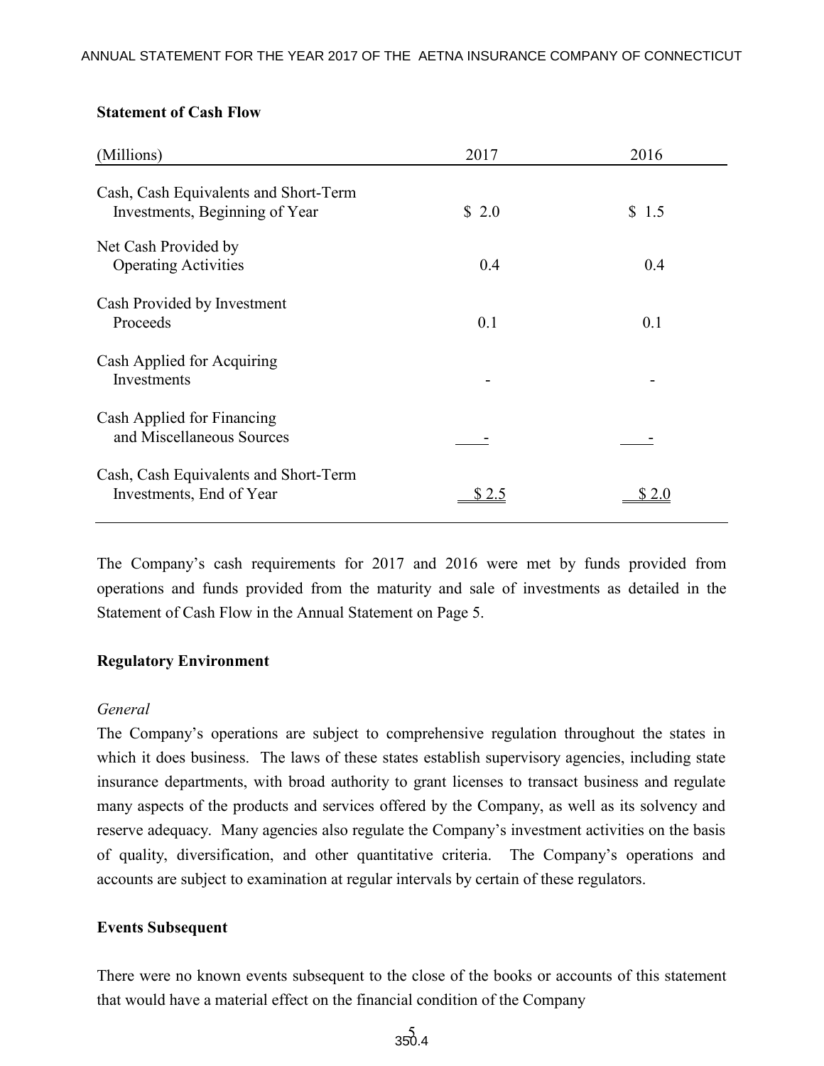**Statement of Cash Flow**

| (Millions) | 2017 | 2016 |
|---|---|---|
| Cash, Cash Equivalents and Short-Term Investments, Beginning of Year | $ 2.0 | $ 1.5 |
| Net Cash Provided by Operating Activities | 0.4 | 0.4 |
| Cash Provided by Investment Proceeds | 0.1 | 0.1 |
| Cash Applied for Acquiring Investments | - | - |
| Cash Applied for Financing and Miscellaneous Sources | - | - |
| Cash, Cash Equivalents and Short-Term Investments, End of Year | $ 2.5 | $ 2.0 |

The Company's cash requirements for 2017 and 2016 were met by funds provided from operations and funds provided from the maturity and sale of investments as detailed in the Statement of Cash Flow in the Annual Statement on Page 5.

**Regulatory Environment**

*General*

The Company's operations are subject to comprehensive regulation throughout the states in which it does business. The laws of these states establish supervisory agencies, including state insurance departments, with broad authority to grant licenses to transact business and regulate many aspects of the products and services offered by the Company, as well as its solvency and reserve adequacy. Many agencies also regulate the Company's investment activities on the basis of quality, diversification, and other quantitative criteria. The Company's operations and accounts are subject to examination at regular intervals by certain of these regulators.

**Events Subsequent**

There were no known events subsequent to the close of the books or accounts of this statement that would have a material effect on the financial condition of the Company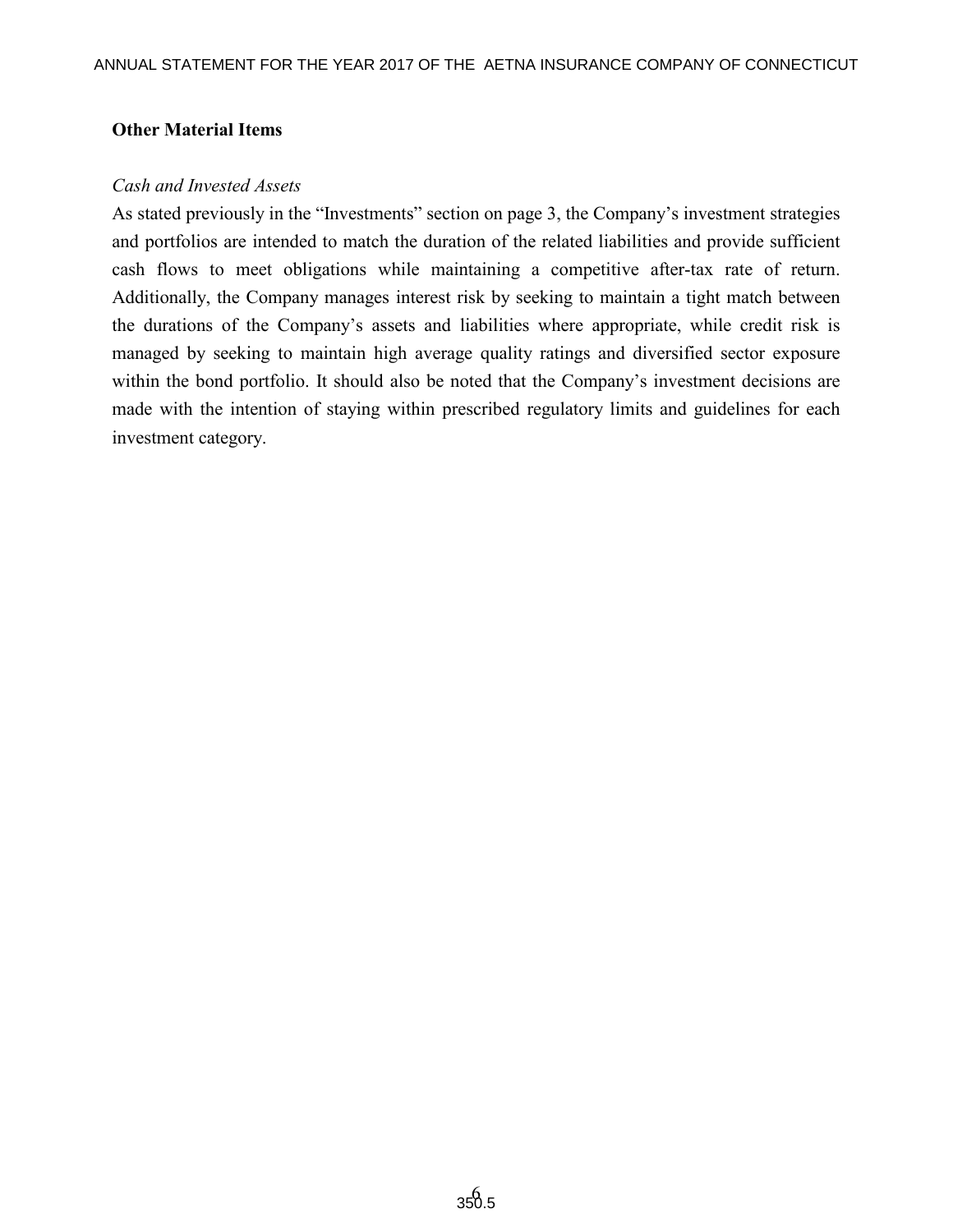## Other Material Items

*Cash and Invested Assets*

As stated previously in the "Investments" section on page 3, the Company's investment strategies and portfolios are intended to match the duration of the related liabilities and provide sufficient cash flows to meet obligations while maintaining a competitive after-tax rate of return. Additionally, the Company manages interest risk by seeking to maintain a tight match between the durations of the Company's assets and liabilities where appropriate, while credit risk is managed by seeking to maintain high average quality ratings and diversified sector exposure within the bond portfolio. It should also be noted that the Company's investment decisions are made with the intention of staying within prescribed regulatory limits and guidelines for each investment category.